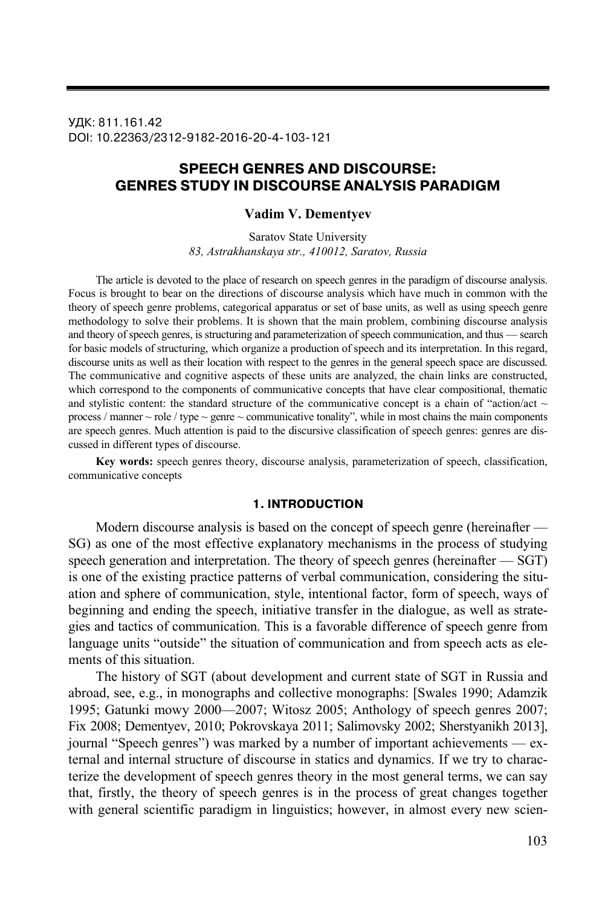УДК: 811.161.42
DOI: 10.22363/2312-9182-2016-20-4-103-121

# SPEECH GENRES AND DISCOURSE: GENRES STUDY IN DISCOURSE ANALYSIS PARADIGM

**Vadim V. Dementyev**

Saratov State University
*83, Astrakhanskaya str., 410012, Saratov, Russia*

The article is devoted to the place of research on speech genres in the paradigm of discourse analysis. Focus is brought to bear on the directions of discourse analysis which have much in common with the theory of speech genre problems, categorical apparatus or set of base units, as well as using speech genre methodology to solve their problems. It is shown that the main problem, combining discourse analysis and theory of speech genres, is structuring and parameterization of speech communication, and thus — search for basic models of structuring, which organize a production of speech and its interpretation. In this regard, discourse units as well as their location with respect to the genres in the general speech space are discussed. The communicative and cognitive aspects of these units are analyzed, the chain links are constructed, which correspond to the components of communicative concepts that have clear compositional, thematic and stylistic content: the standard structure of the communicative concept is a chain of "action/act ~ process / manner ~ role / type ~ genre ~ communicative tonality", while in most chains the main components are speech genres. Much attention is paid to the discursive classification of speech genres: genres are discussed in different types of discourse.

**Key words:** speech genres theory, discourse analysis, parameterization of speech, classification, communicative concepts

## 1. INTRODUCTION

Modern discourse analysis is based on the concept of speech genre (hereinafter — SG) as one of the most effective explanatory mechanisms in the process of studying speech generation and interpretation. The theory of speech genres (hereinafter — SGT) is one of the existing practice patterns of verbal communication, considering the situation and sphere of communication, style, intentional factor, form of speech, ways of beginning and ending the speech, initiative transfer in the dialogue, as well as strategies and tactics of communication. This is a favorable difference of speech genre from language units "outside" the situation of communication and from speech acts as elements of this situation.

The history of SGT (about development and current state of SGT in Russia and abroad, see, e.g., in monographs and collective monographs: [Swales 1990; Adamzik 1995; Gatunki mowy 2000—2007; Witosz 2005; Anthology of speech genres 2007; Fix 2008; Dementyev, 2010; Pokrovskaya 2011; Salimovsky 2002; Sherstyanikh 2013], journal "Speech genres") was marked by a number of important achievements — external and internal structure of discourse in statics and dynamics. If we try to characterize the development of speech genres theory in the most general terms, we can say that, firstly, the theory of speech genres is in the process of great changes together with general scientific paradigm in linguistics; however, in almost every new scien-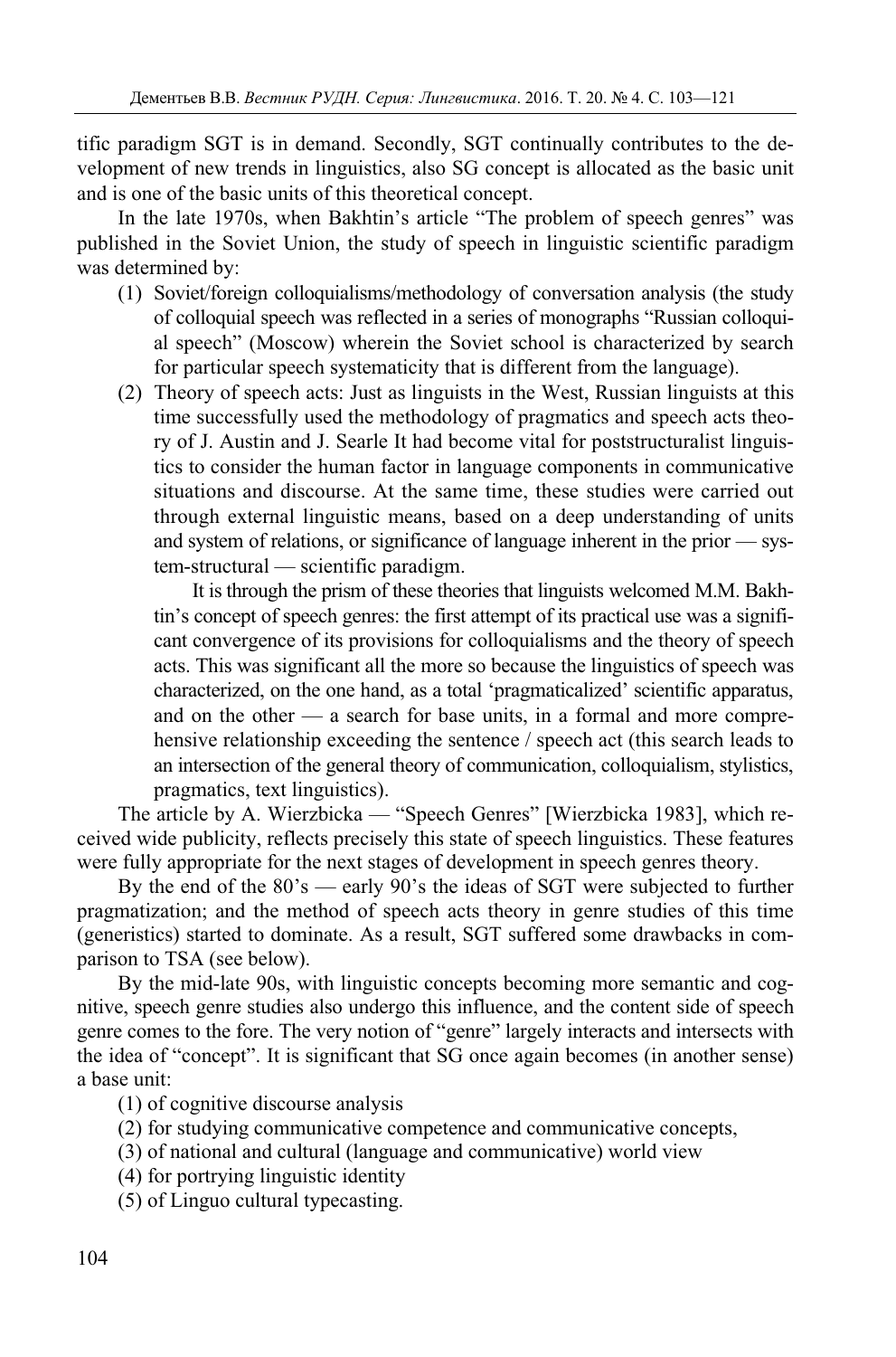tific paradigm SGT is in demand. Secondly, SGT continually contributes to the development of new trends in linguistics, also SG concept is allocated as the basic unit and is one of the basic units of this theoretical concept.

In the late 1970s, when Bakhtin's article "The problem of speech genres" was published in the Soviet Union, the study of speech in linguistic scientific paradigm was determined by:

(1) Soviet/foreign colloquialisms/methodology of conversation analysis (the study of colloquial speech was reflected in a series of monographs "Russian colloquial speech" (Moscow) wherein the Soviet school is characterized by search for particular speech systematicity that is different from the language).

(2) Theory of speech acts: Just as linguists in the West, Russian linguists at this time successfully used the methodology of pragmatics and speech acts theory of J. Austin and J. Searle It had become vital for poststructuralist linguistics to consider the human factor in language components in communicative situations and discourse. At the same time, these studies were carried out through external linguistic means, based on a deep understanding of units and system of relations, or significance of language inherent in the prior — system-structural — scientific paradigm.

It is through the prism of these theories that linguists welcomed M.M. Bakhtin's concept of speech genres: the first attempt of its practical use was a significant convergence of its provisions for colloquialisms and the theory of speech acts. This was significant all the more so because the linguistics of speech was characterized, on the one hand, as a total 'pragmaticalized' scientific apparatus, and on the other — a search for base units, in a formal and more comprehensive relationship exceeding the sentence / speech act (this search leads to an intersection of the general theory of communication, colloquialism, stylistics, pragmatics, text linguistics).

The article by A. Wierzbicka — "Speech Genres" [Wierzbicka 1983], which received wide publicity, reflects precisely this state of speech linguistics. These features were fully appropriate for the next stages of development in speech genres theory.

By the end of the 80's — early 90's the ideas of SGT were subjected to further pragmatization; and the method of speech acts theory in genre studies of this time (generistics) started to dominate. As a result, SGT suffered some drawbacks in comparison to TSA (see below).

By the mid-late 90s, with linguistic concepts becoming more semantic and cognitive, speech genre studies also undergo this influence, and the content side of speech genre comes to the fore. The very notion of "genre" largely interacts and intersects with the idea of "concept". It is significant that SG once again becomes (in another sense) a base unit:

(1) of cognitive discourse analysis

(2) for studying communicative competence and communicative concepts,

(3) of national and cultural (language and communicative) world view

(4) for portrying linguistic identity

(5) of Linguo cultural typecasting.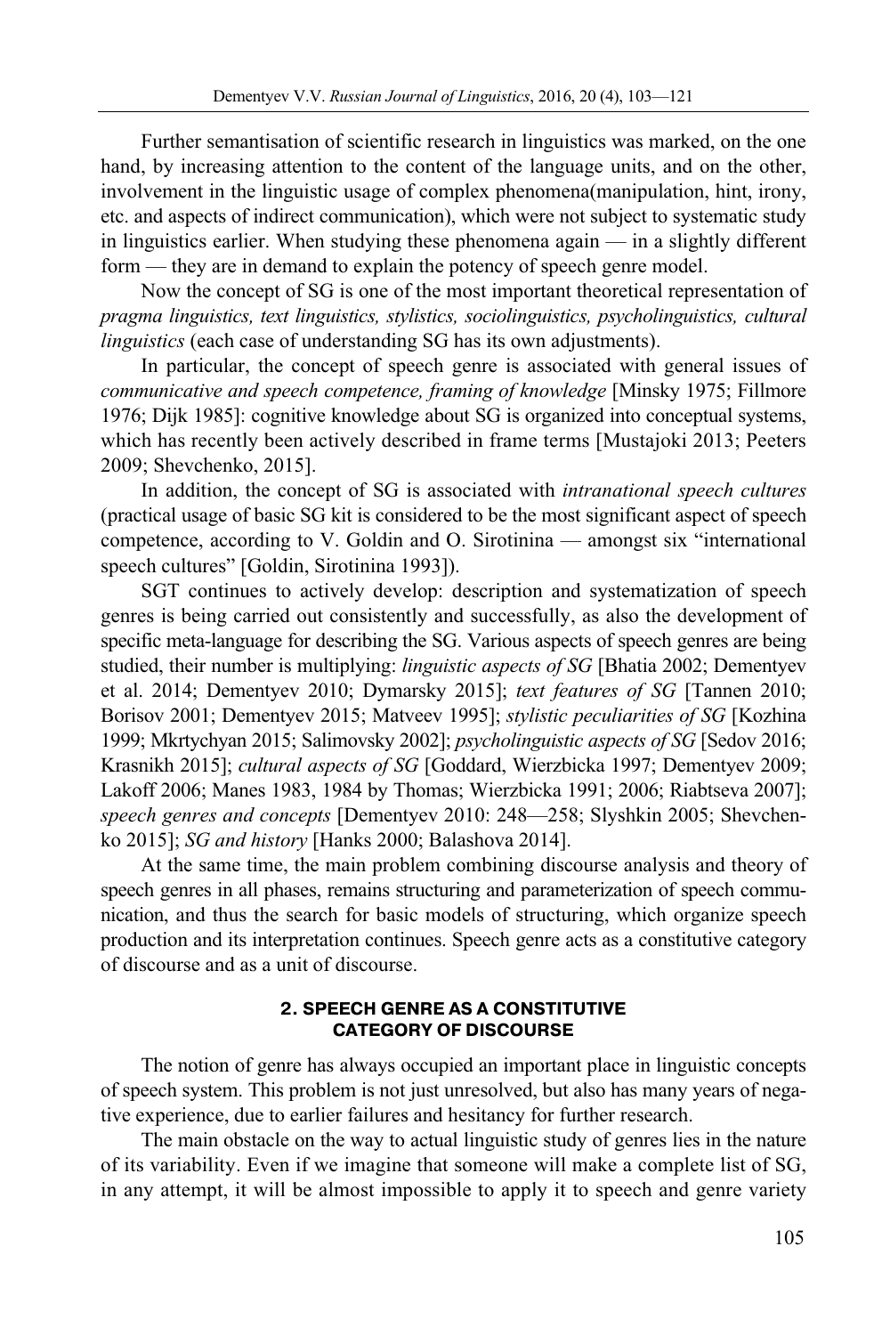Further semantisation of scientific research in linguistics was marked, on the one hand, by increasing attention to the content of the language units, and on the other, involvement in the linguistic usage of complex phenomena(manipulation, hint, irony, etc. and aspects of indirect communication), which were not subject to systematic study in linguistics earlier. When studying these phenomena again — in a slightly different form — they are in demand to explain the potency of speech genre model.

Now the concept of SG is one of the most important theoretical representation of *pragma linguistics, text linguistics, stylistics, sociolinguistics, psycholinguistics, cultural linguistics* (each case of understanding SG has its own adjustments).

In particular, the concept of speech genre is associated with general issues of *communicative and speech competence, framing of knowledge* [Minsky 1975; Fillmore 1976; Dijk 1985]: cognitive knowledge about SG is organized into conceptual systems, which has recently been actively described in frame terms [Mustajoki 2013; Peeters 2009; Shevchenko, 2015].

In addition, the concept of SG is associated with *intranational speech cultures* (practical usage of basic SG kit is considered to be the most significant aspect of speech competence, according to V. Goldin and O. Sirotinina — amongst six "international speech cultures" [Goldin, Sirotinina 1993]).

SGT continues to actively develop: description and systematization of speech genres is being carried out consistently and successfully, as also the development of specific meta-language for describing the SG. Various aspects of speech genres are being studied, their number is multiplying: *linguistic aspects of SG* [Bhatia 2002; Dementyev et al. 2014; Dementyev 2010; Dymarsky 2015]; *text features of SG* [Tannen 2010; Borisov 2001; Dementyev 2015; Matveev 1995]; *stylistic peculiarities of SG* [Kozhina 1999; Mkrtychyan 2015; Salimovsky 2002]; *psycholinguistic aspects of SG* [Sedov 2016; Krasnikh 2015]; *cultural aspects of SG* [Goddard, Wierzbicka 1997; Dementyev 2009; Lakoff 2006; Manes 1983, 1984 by Thomas; Wierzbicka 1991; 2006; Riabtseva 2007]; *speech genres and concepts* [Dementyev 2010: 248—258; Slyshkin 2005; Shevchenko 2015]; *SG and history* [Hanks 2000; Balashova 2014].

At the same time, the main problem combining discourse analysis and theory of speech genres in all phases, remains structuring and parameterization of speech communication, and thus the search for basic models of structuring, which organize speech production and its interpretation continues. Speech genre acts as a constitutive category of discourse and as a unit of discourse.

## 2. SPEECH GENRE AS A CONSTITUTIVE CATEGORY OF DISCOURSE

The notion of genre has always occupied an important place in linguistic concepts of speech system. This problem is not just unresolved, but also has many years of negative experience, due to earlier failures and hesitancy for further research.

The main obstacle on the way to actual linguistic study of genres lies in the nature of its variability. Even if we imagine that someone will make a complete list of SG, in any attempt, it will be almost impossible to apply it to speech and genre variety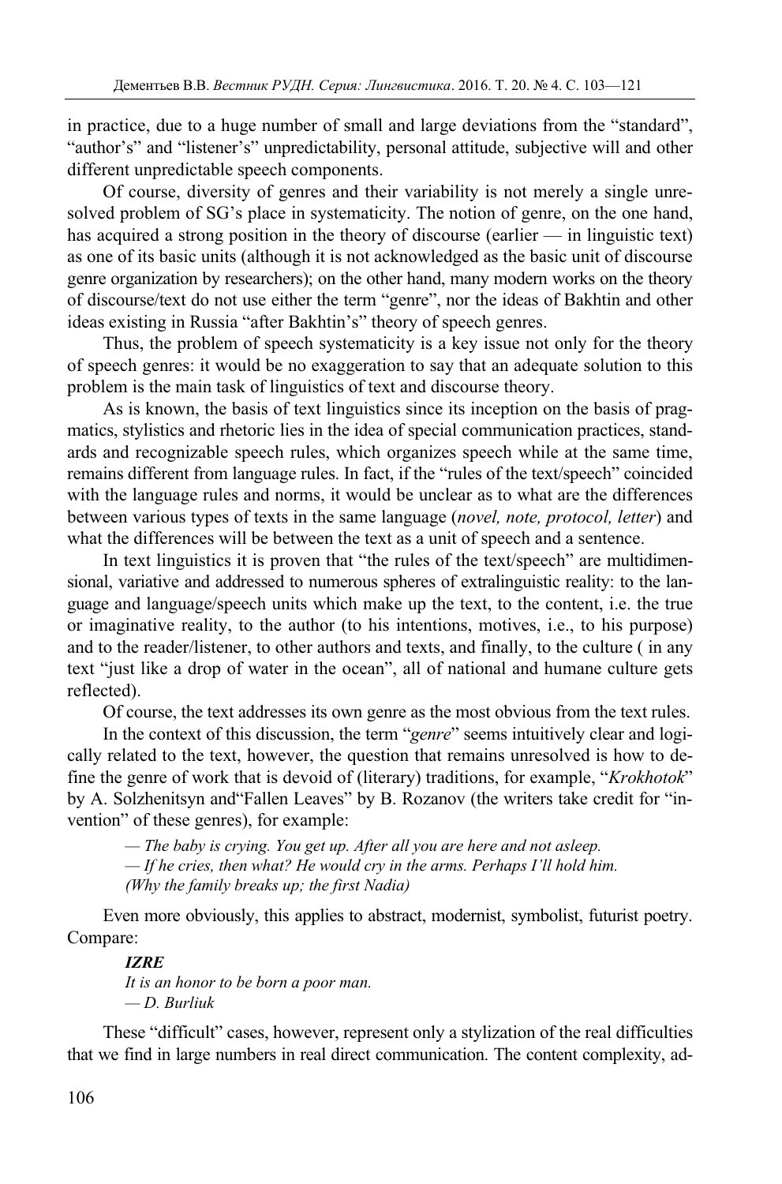in practice, due to a huge number of small and large deviations from the "standard", "author's" and "listener's" unpredictability, personal attitude, subjective will and other different unpredictable speech components.

Of course, diversity of genres and their variability is not merely a single unresolved problem of SG's place in systematicity. The notion of genre, on the one hand, has acquired a strong position in the theory of discourse (earlier — in linguistic text) as one of its basic units (although it is not acknowledged as the basic unit of discourse genre organization by researchers); on the other hand, many modern works on the theory of discourse/text do not use either the term "genre", nor the ideas of Bakhtin and other ideas existing in Russia "after Bakhtin's" theory of speech genres.

Thus, the problem of speech systematicity is a key issue not only for the theory of speech genres: it would be no exaggeration to say that an adequate solution to this problem is the main task of linguistics of text and discourse theory.

As is known, the basis of text linguistics since its inception on the basis of pragmatics, stylistics and rhetoric lies in the idea of special communication practices, standards and recognizable speech rules, which organizes speech while at the same time, remains different from language rules. In fact, if the "rules of the text/speech" coincided with the language rules and norms, it would be unclear as to what are the differences between various types of texts in the same language (*novel, note, protocol, letter*) and what the differences will be between the text as a unit of speech and a sentence.

In text linguistics it is proven that "the rules of the text/speech" are multidimensional, variative and addressed to numerous spheres of extralinguistic reality: to the language and language/speech units which make up the text, to the content, i.e. the true or imaginative reality, to the author (to his intentions, motives, i.e., to his purpose) and to the reader/listener, to other authors and texts, and finally, to the culture ( in any text "just like a drop of water in the ocean", all of national and humane culture gets reflected).

Of course, the text addresses its own genre as the most obvious from the text rules.

In the context of this discussion, the term "*genre*" seems intuitively clear and logically related to the text, however, the question that remains unresolved is how to define the genre of work that is devoid of (literary) traditions, for example, "*Krokhotok*" by A. Solzhenitsyn and"Fallen Leaves" by B. Rozanov (the writers take credit for "invention" of these genres), for example:

> *— The baby is crying. You get up. After all you are here and not asleep.*
> *— If he cries, then what? He would cry in the arms. Perhaps I'll hold him.*
> *(Why the family breaks up; the first Nadia)*

Even more obviously, this applies to abstract, modernist, symbolist, futurist poetry. Compare:

> ***IZRE***
> *It is an honor to be born a poor man.*
> *— D. Burliuk*

These "difficult" cases, however, represent only a stylization of the real difficulties that we find in large numbers in real direct communication. The content complexity, ad-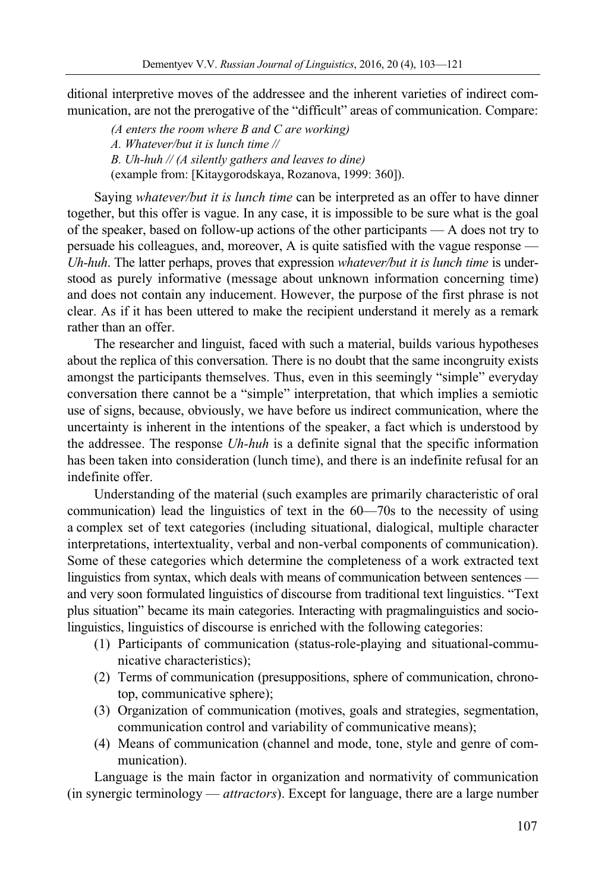ditional interpretive moves of the addressee and the inherent varieties of indirect communication, are not the prerogative of the "difficult" areas of communication. Compare:

> *(A enters the room where B and C are working)*
> *A. Whatever/but it is lunch time //*
> *B. Uh-huh // (A silently gathers and leaves to dine)*
> (example from: [Kitaygorodskaya, Rozanova, 1999: 360]).

Saying *whatever/but it is lunch time* can be interpreted as an offer to have dinner together, but this offer is vague. In any case, it is impossible to be sure what is the goal of the speaker, based on follow-up actions of the other participants — A does not try to persuade his colleagues, and, moreover, A is quite satisfied with the vague response — *Uh-huh*. The latter perhaps, proves that expression *whatever/but it is lunch time* is understood as purely informative (message about unknown information concerning time) and does not contain any inducement. However, the purpose of the first phrase is not clear. As if it has been uttered to make the recipient understand it merely as a remark rather than an offer.

The researcher and linguist, faced with such a material, builds various hypotheses about the replica of this conversation. There is no doubt that the same incongruity exists amongst the participants themselves. Thus, even in this seemingly "simple" everyday conversation there cannot be a "simple" interpretation, that which implies a semiotic use of signs, because, obviously, we have before us indirect communication, where the uncertainty is inherent in the intentions of the speaker, a fact which is understood by the addressee. The response *Uh-huh* is a definite signal that the specific information has been taken into consideration (lunch time), and there is an indefinite refusal for an indefinite offer.

Understanding of the material (such examples are primarily characteristic of oral communication) lead the linguistics of text in the 60—70s to the necessity of using a complex set of text categories (including situational, dialogical, multiple character interpretations, intertextuality, verbal and non-verbal components of communication). Some of these categories which determine the completeness of a work extracted text linguistics from syntax, which deals with means of communication between sentences — and very soon formulated linguistics of discourse from traditional text linguistics. "Text plus situation" became its main categories. Interacting with pragmalinguistics and sociolinguistics, linguistics of discourse is enriched with the following categories:

1. Participants of communication (status-role-playing and situational-communicative characteristics);
2. Terms of communication (presuppositions, sphere of communication, chronotop, communicative sphere);
3. Organization of communication (motives, goals and strategies, segmentation, communication control and variability of communicative means);
4. Means of communication (channel and mode, tone, style and genre of communication).

Language is the main factor in organization and normativity of communication (in synergic terminology — *attractors*). Except for language, there are a large number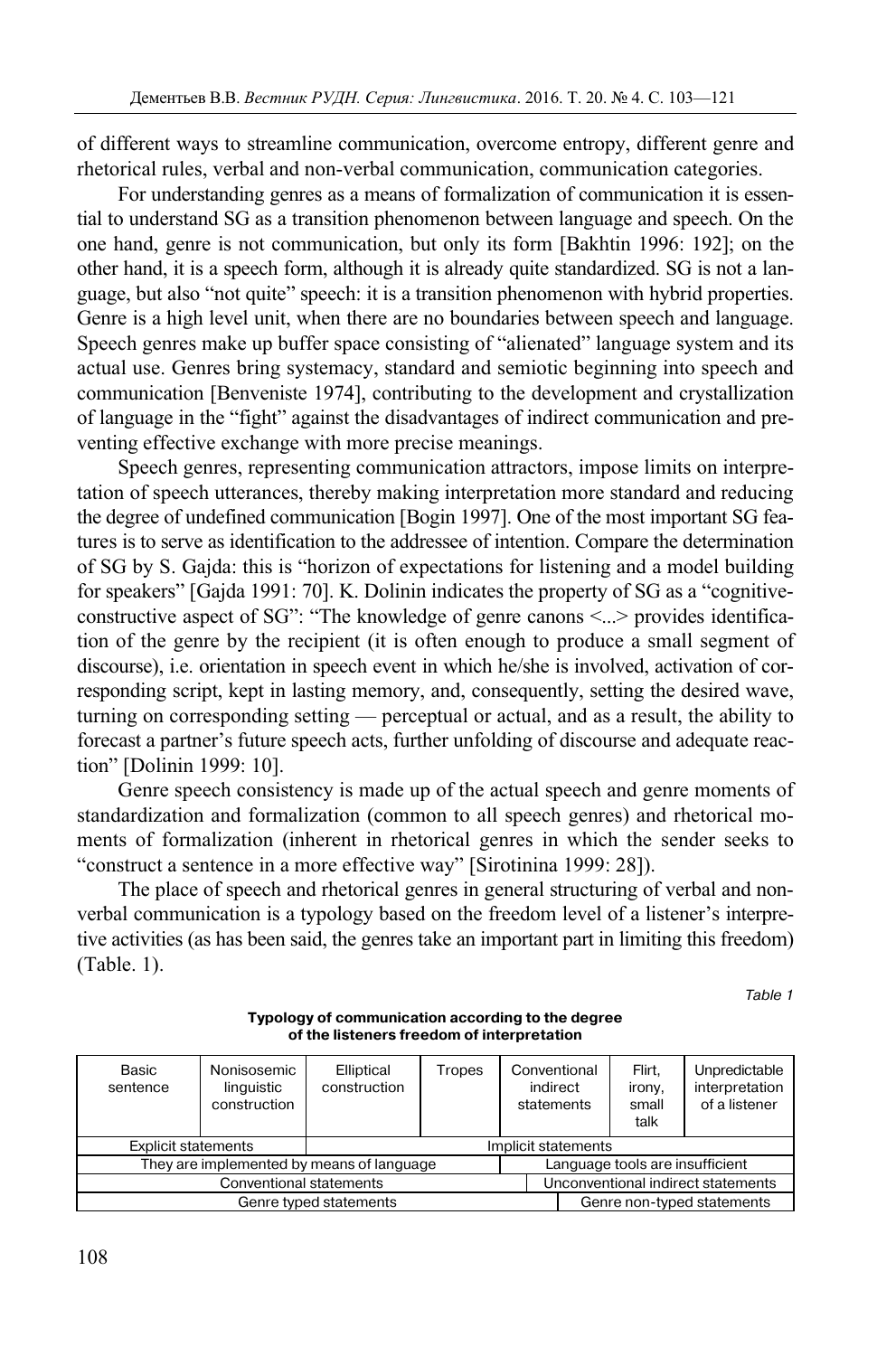of different ways to streamline communication, overcome entropy, different genre and rhetorical rules, verbal and non-verbal communication, communication categories.

For understanding genres as a means of formalization of communication it is essential to understand SG as a transition phenomenon between language and speech. On the one hand, genre is not communication, but only its form [Bakhtin 1996: 192]; on the other hand, it is a speech form, although it is already quite standardized. SG is not a language, but also "not quite" speech: it is a transition phenomenon with hybrid properties. Genre is a high level unit, when there are no boundaries between speech and language. Speech genres make up buffer space consisting of "alienated" language system and its actual use. Genres bring systemacy, standard and semiotic beginning into speech and communication [Benveniste 1974], contributing to the development and crystallization of language in the "fight" against the disadvantages of indirect communication and preventing effective exchange with more precise meanings.

Speech genres, representing communication attractors, impose limits on interpretation of speech utterances, thereby making interpretation more standard and reducing the degree of undefined communication [Bogin 1997]. One of the most important SG features is to serve as identification to the addressee of intention. Compare the determination of SG by S. Gajda: this is "horizon of expectations for listening and a model building for speakers" [Gajda 1991: 70]. K. Dolinin indicates the property of SG as a "cognitive-constructive aspect of SG": "The knowledge of genre canons <...> provides identification of the genre by the recipient (it is often enough to produce a small segment of discourse), i.e. orientation in speech event in which he/she is involved, activation of corresponding script, kept in lasting memory, and, consequently, setting the desired wave, turning on corresponding setting — perceptual or actual, and as a result, the ability to forecast a partner's future speech acts, further unfolding of discourse and adequate reaction" [Dolinin 1999: 10].

Genre speech consistency is made up of the actual speech and genre moments of standardization and formalization (common to all speech genres) and rhetorical moments of formalization (inherent in rhetorical genres in which the sender seeks to "construct a sentence in a more effective way" [Sirotinina 1999: 28]).

The place of speech and rhetorical genres in general structuring of verbal and non-verbal communication is a typology based on the freedom level of a listener's interpretive activities (as has been said, the genres take an important part in limiting this freedom) (Table. 1).

*Table 1*

**Typology of communication according to the degree of the listeners freedom of interpretation**

| Basic sentence | Nonisosemic linguistic construction | Elliptical construction | Tropes | Conventional indirect statements | Flirt, irony, small talk | Unpredictable interpretation of a listener |
|---|---|---|---|---|---|---|
| Explicit statements | | Implicit statements | | | | |
| They are implemented by means of language | | | | Language tools are insufficient | | |
| Conventional statements | | | | | Unconventional indirect statements | |
| Genre typed statements | | | | | Genre non-typed statements | |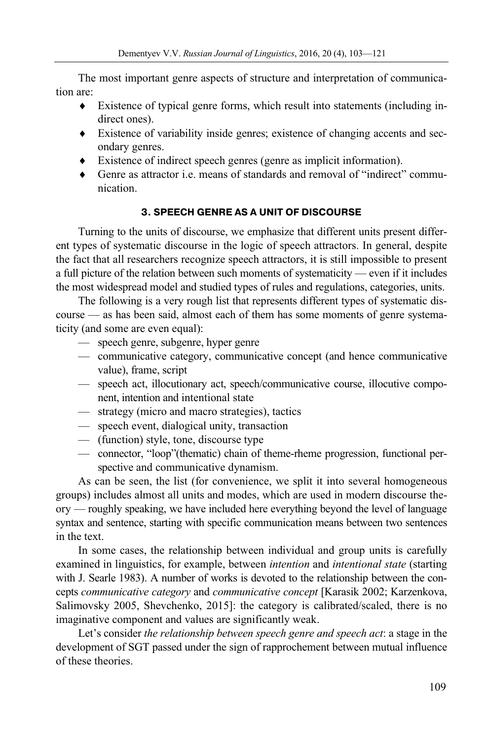The most important genre aspects of structure and interpretation of communication are:

- Existence of typical genre forms, which result into statements (including indirect ones).
- Existence of variability inside genres; existence of changing accents and secondary genres.
- Existence of indirect speech genres (genre as implicit information).
- Genre as attractor i.e. means of standards and removal of "indirect" communication.

## 3. SPEECH GENRE AS A UNIT OF DISCOURSE

Turning to the units of discourse, we emphasize that different units present different types of systematic discourse in the logic of speech attractors. In general, despite the fact that all researchers recognize speech attractors, it is still impossible to present a full picture of the relation between such moments of systematicity — even if it includes the most widespread model and studied types of rules and regulations, categories, units.

The following is a very rough list that represents different types of systematic discourse — as has been said, almost each of them has some moments of genre systematicity (and some are even equal):

— speech genre, subgenre, hyper genre
— communicative category, communicative concept (and hence communicative value), frame, script
— speech act, illocutionary act, speech/communicative course, illocutive component, intention and intentional state
— strategy (micro and macro strategies), tactics
— speech event, dialogical unity, transaction
— (function) style, tone, discourse type
— connector, "loop"(thematic) chain of theme-rheme progression, functional perspective and communicative dynamism.

As can be seen, the list (for convenience, we split it into several homogeneous groups) includes almost all units and modes, which are used in modern discourse theory — roughly speaking, we have included here everything beyond the level of language syntax and sentence, starting with specific communication means between two sentences in the text.

In some cases, the relationship between individual and group units is carefully examined in linguistics, for example, between *intention* and *intentional state* (starting with J. Searle 1983). A number of works is devoted to the relationship between the concepts *communicative category* and *communicative concept* [Karasik 2002; Karzenkova, Salimovsky 2005, Shevchenko, 2015]: the category is calibrated/scaled, there is no imaginative component and values are significantly weak.

Let's consider *the relationship between speech genre and speech act*: a stage in the development of SGT passed under the sign of rapprochement between mutual influence of these theories.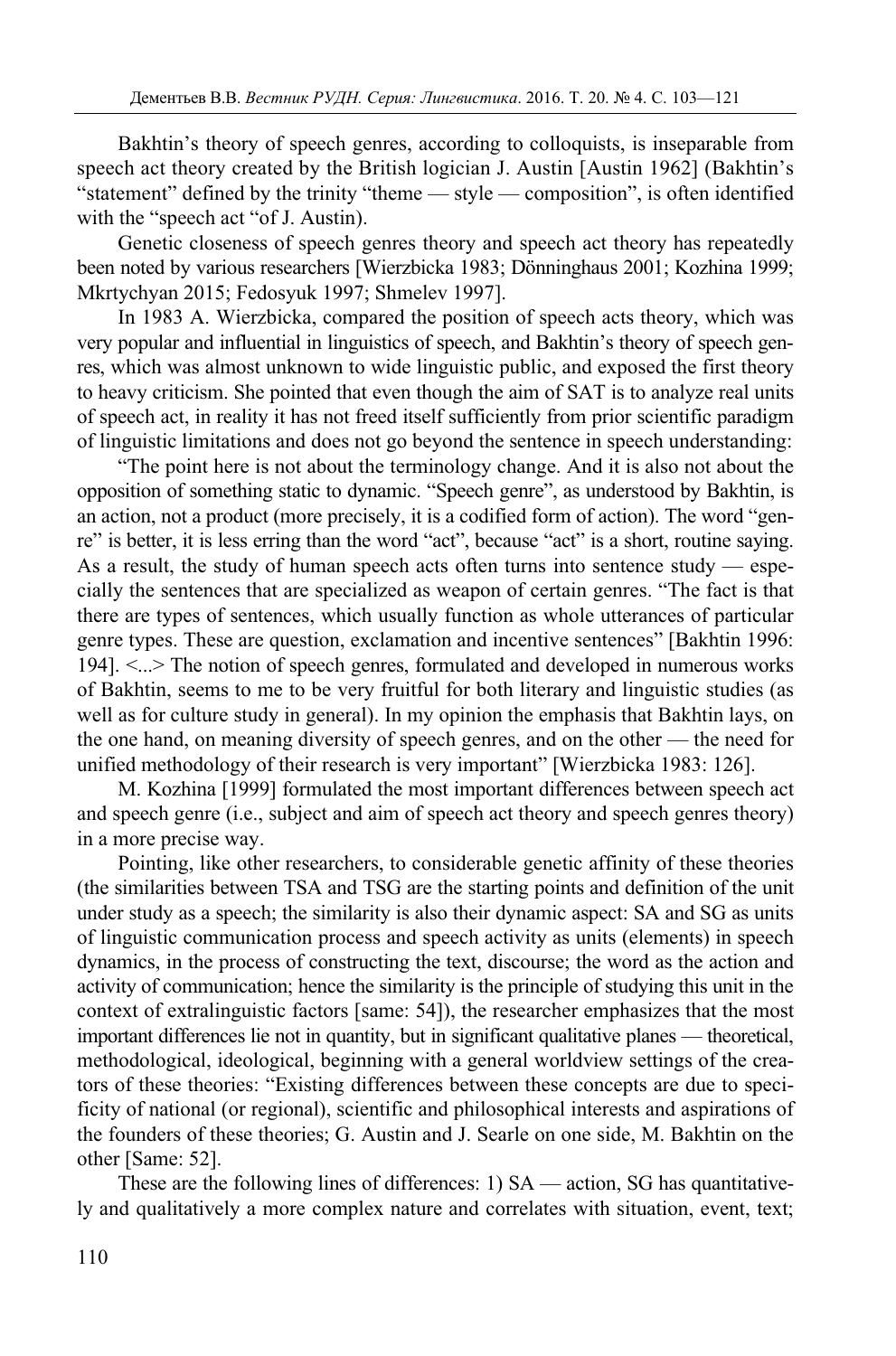Bakhtin’s theory of speech genres, according to colloquists, is inseparable from speech act theory created by the British logician J. Austin [Austin 1962] (Bakhtin’s “statement” defined by the trinity “theme — style — composition”, is often identified with the “speech act “of J. Austin).

Genetic closeness of speech genres theory and speech act theory has repeatedly been noted by various researchers [Wierzbicka 1983; Dönninghaus 2001; Kozhina 1999; Mkrtychyan 2015; Fedosyuk 1997; Shmelev 1997].

In 1983 A. Wierzbicka, compared the position of speech acts theory, which was very popular and influential in linguistics of speech, and Bakhtin’s theory of speech genres, which was almost unknown to wide linguistic public, and exposed the first theory to heavy criticism. She pointed that even though the aim of SAT is to analyze real units of speech act, in reality it has not freed itself sufficiently from prior scientific paradigm of linguistic limitations and does not go beyond the sentence in speech understanding:

“The point here is not about the terminology change. And it is also not about the opposition of something static to dynamic. “Speech genre”, as understood by Bakhtin, is an action, not a product (more precisely, it is a codified form of action). The word “genre” is better, it is less erring than the word “act”, because “act” is a short, routine saying. As a result, the study of human speech acts often turns into sentence study — especially the sentences that are specialized as weapon of certain genres. “The fact is that there are types of sentences, which usually function as whole utterances of particular genre types. These are question, exclamation and incentive sentences” [Bakhtin 1996: 194]. <...> The notion of speech genres, formulated and developed in numerous works of Bakhtin, seems to me to be very fruitful for both literary and linguistic studies (as well as for culture study in general). In my opinion the emphasis that Bakhtin lays, on the one hand, on meaning diversity of speech genres, and on the other — the need for unified methodology of their research is very important” [Wierzbicka 1983: 126].

M. Kozhina [1999] formulated the most important differences between speech act and speech genre (i.e., subject and aim of speech act theory and speech genres theory) in a more precise way.

Pointing, like other researchers, to considerable genetic affinity of these theories (the similarities between TSA and TSG are the starting points and definition of the unit under study as a speech; the similarity is also their dynamic aspect: SA and SG as units of linguistic communication process and speech activity as units (elements) in speech dynamics, in the process of constructing the text, discourse; the word as the action and activity of communication; hence the similarity is the principle of studying this unit in the context of extralinguistic factors [same: 54]), the researcher emphasizes that the most important differences lie not in quantity, but in significant qualitative planes — theoretical, methodological, ideological, beginning with a general worldview settings of the creators of these theories: “Existing differences between these concepts are due to specificity of national (or regional), scientific and philosophical interests and aspirations of the founders of these theories; G. Austin and J. Searle on one side, M. Bakhtin on the other [Same: 52].

These are the following lines of differences: 1) SA — action, SG has quantitatively and qualitatively a more complex nature and correlates with situation, event, text;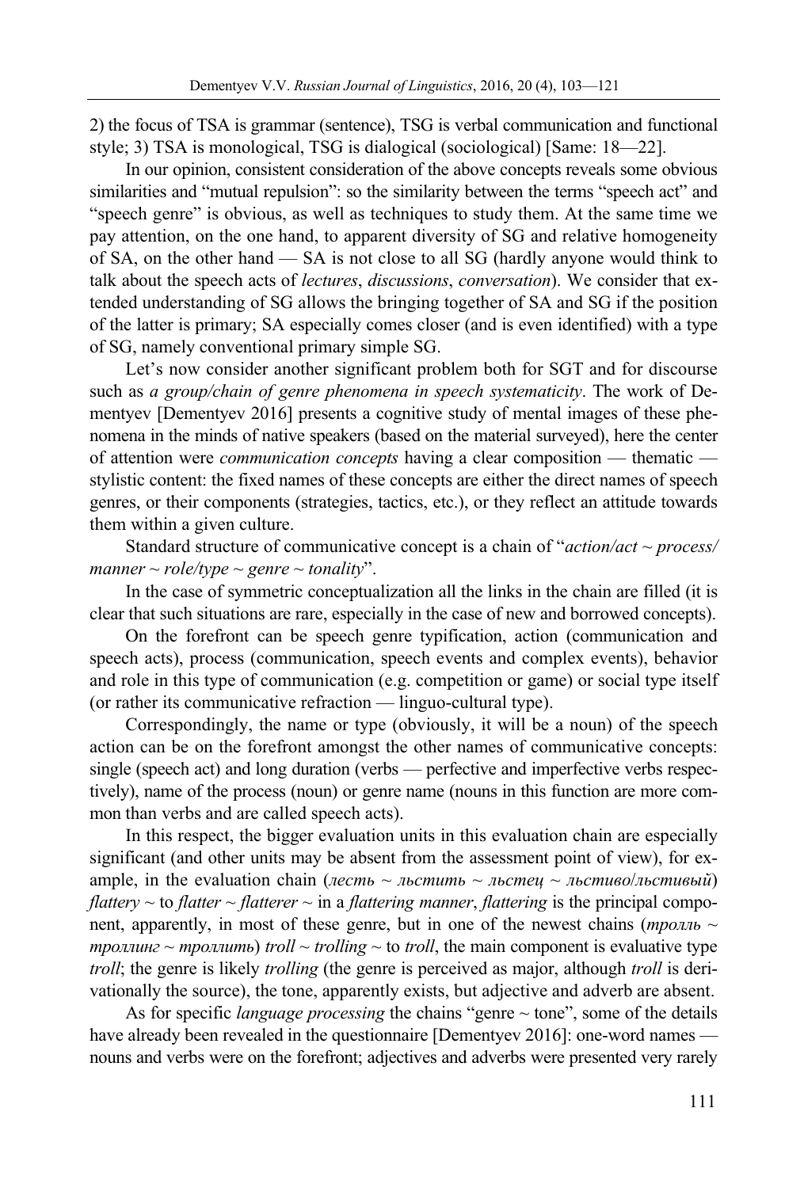2) the focus of TSA is grammar (sentence), TSG is verbal communication and functional style; 3) TSA is monological, TSG is dialogical (sociological) [Same: 18—22].

In our opinion, consistent consideration of the above concepts reveals some obvious similarities and "mutual repulsion": so the similarity between the terms "speech act" and "speech genre" is obvious, as well as techniques to study them. At the same time we pay attention, on the one hand, to apparent diversity of SG and relative homogeneity of SA, on the other hand — SA is not close to all SG (hardly anyone would think to talk about the speech acts of *lectures*, *discussions*, *conversation*). We consider that extended understanding of SG allows the bringing together of SA and SG if the position of the latter is primary; SA especially comes closer (and is even identified) with a type of SG, namely conventional primary simple SG.

Let's now consider another significant problem both for SGT and for discourse such as *a group/chain of genre phenomena in speech systematicity*. The work of Dementyev [Dementyev 2016] presents a cognitive study of mental images of these phenomena in the minds of native speakers (based on the material surveyed), here the center of attention were *communication concepts* having a clear composition — thematic — stylistic content: the fixed names of these concepts are either the direct names of speech genres, or their components (strategies, tactics, etc.), or they reflect an attitude towards them within a given culture.

Standard structure of communicative concept is a chain of "*action/act ~ process/ manner ~ role/type ~ genre ~ tonality*".

In the case of symmetric conceptualization all the links in the chain are filled (it is clear that such situations are rare, especially in the case of new and borrowed concepts).

On the forefront can be speech genre typification, action (communication and speech acts), process (communication, speech events and complex events), behavior and role in this type of communication (e.g. competition or game) or social type itself (or rather its communicative refraction — linguo-cultural type).

Correspondingly, the name or type (obviously, it will be a noun) of the speech action can be on the forefront amongst the other names of communicative concepts: single (speech act) and long duration (verbs — perfective and imperfective verbs respectively), name of the process (noun) or genre name (nouns in this function are more common than verbs and are called speech acts).

In this respect, the bigger evaluation units in this evaluation chain are especially significant (and other units may be absent from the assessment point of view), for example, in the evaluation chain (*лесть ~ льстить ~ льстец ~ льстиво*/*льстивый*) *flattery* ~ to *flatter* ~ *flatterer* ~ in a *flattering manner*, *flattering* is the principal component, apparently, in most of these genre, but in one of the newest chains (*тролль ~ троллинг ~ троллить*) *troll* ~ *trolling* ~ to *troll*, the main component is evaluative type *troll*; the genre is likely *trolling* (the genre is perceived as major, although *troll* is derivationally the source), the tone, apparently exists, but adjective and adverb are absent.

As for specific *language processing* the chains "genre ~ tone", some of the details have already been revealed in the questionnaire [Dementyev 2016]: one-word names — nouns and verbs were on the forefront; adjectives and adverbs were presented very rarely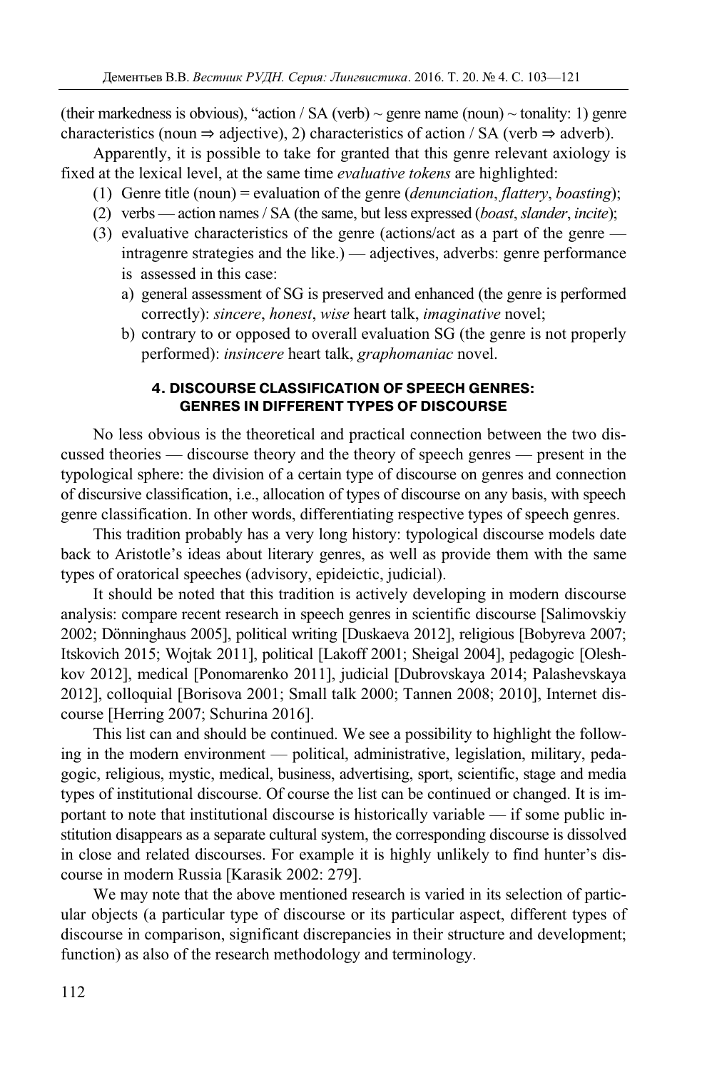(their markedness is obvious), "action / SA (verb) ~ genre name (noun) ~ tonality: 1) genre characteristics (noun ⇒ adjective), 2) characteristics of action / SA (verb ⇒ adverb).

Apparently, it is possible to take for granted that this genre relevant axiology is fixed at the lexical level, at the same time *evaluative tokens* are highlighted:

(1) Genre title (noun) = evaluation of the genre (*denunciation*, *flattery*, *boasting*);
(2) verbs — action names / SA (the same, but less expressed (*boast*, *slander*, *incite*);
(3) evaluative characteristics of the genre (actions/act as a part of the genre — intragenre strategies and the like.) — adjectives, adverbs: genre performance is assessed in this case:
   a) general assessment of SG is preserved and enhanced (the genre is performed correctly): *sincere*, *honest*, *wise* heart talk, *imaginative* novel;
   b) contrary to or opposed to overall evaluation SG (the genre is not properly performed): *insincere* heart talk, *graphomaniac* novel.

### 4. DISCOURSE CLASSIFICATION OF SPEECH GENRES: GENRES IN DIFFERENT TYPES OF DISCOURSE

No less obvious is the theoretical and practical connection between the two discussed theories — discourse theory and the theory of speech genres — present in the typological sphere: the division of a certain type of discourse on genres and connection of discursive classification, i.e., allocation of types of discourse on any basis, with speech genre classification. In other words, differentiating respective types of speech genres.

This tradition probably has a very long history: typological discourse models date back to Aristotle's ideas about literary genres, as well as provide them with the same types of oratorical speeches (advisory, epideictic, judicial).

It should be noted that this tradition is actively developing in modern discourse analysis: compare recent research in speech genres in scientific discourse [Salimovskiy 2002; Dönninghaus 2005], political writing [Duskaeva 2012], religious [Bobyreva 2007; Itskovich 2015; Wojtak 2011], political [Lakoff 2001; Sheigal 2004], pedagogic [Oleshkov 2012], medical [Ponomarenko 2011], judicial [Dubrovskaya 2014; Palashevskaya 2012], colloquial [Borisova 2001; Small talk 2000; Tannen 2008; 2010], Internet discourse [Herring 2007; Schurina 2016].

This list can and should be continued. We see a possibility to highlight the following in the modern environment — political, administrative, legislation, military, pedagogic, religious, mystic, medical, business, advertising, sport, scientific, stage and media types of institutional discourse. Of course the list can be continued or changed. It is important to note that institutional discourse is historically variable — if some public institution disappears as a separate cultural system, the corresponding discourse is dissolved in close and related discourses. For example it is highly unlikely to find hunter's discourse in modern Russia [Karasik 2002: 279].

We may note that the above mentioned research is varied in its selection of particular objects (a particular type of discourse or its particular aspect, different types of discourse in comparison, significant discrepancies in their structure and development; function) as also of the research methodology and terminology.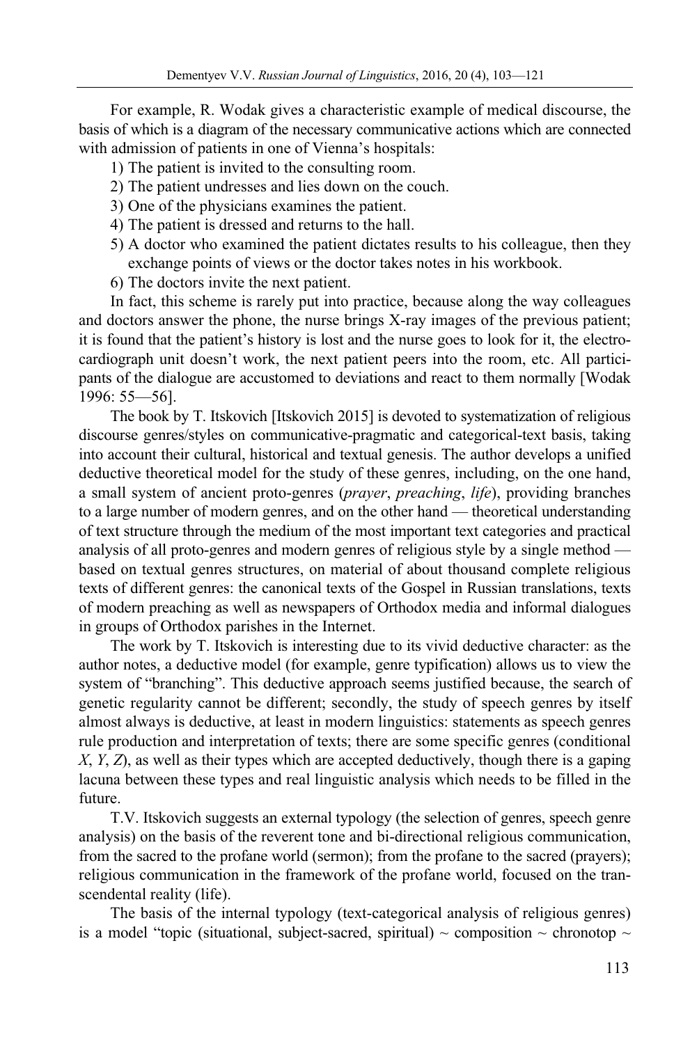For example, R. Wodak gives a characteristic example of medical discourse, the basis of which is a diagram of the necessary communicative actions which are connected with admission of patients in one of Vienna's hospitals:

1) The patient is invited to the consulting room.
2) The patient undresses and lies down on the couch.
3) One of the physicians examines the patient.
4) The patient is dressed and returns to the hall.
5) A doctor who examined the patient dictates results to his colleague, then they exchange points of views or the doctor takes notes in his workbook.
6) The doctors invite the next patient.

In fact, this scheme is rarely put into practice, because along the way colleagues and doctors answer the phone, the nurse brings X-ray images of the previous patient; it is found that the patient's history is lost and the nurse goes to look for it, the electrocardiograph unit doesn't work, the next patient peers into the room, etc. All participants of the dialogue are accustomed to deviations and react to them normally [Wodak 1996: 55—56].

The book by T. Itskovich [Itskovich 2015] is devoted to systematization of religious discourse genres/styles on communicative-pragmatic and categorical-text basis, taking into account their cultural, historical and textual genesis. The author develops a unified deductive theoretical model for the study of these genres, including, on the one hand, a small system of ancient proto-genres (*prayer*, *preaching*, *life*), providing branches to a large number of modern genres, and on the other hand — theoretical understanding of text structure through the medium of the most important text categories and practical analysis of all proto-genres and modern genres of religious style by a single method — based on textual genres structures, on material of about thousand complete religious texts of different genres: the canonical texts of the Gospel in Russian translations, texts of modern preaching as well as newspapers of Orthodox media and informal dialogues in groups of Orthodox parishes in the Internet.

The work by T. Itskovich is interesting due to its vivid deductive character: as the author notes, a deductive model (for example, genre typification) allows us to view the system of "branching". This deductive approach seems justified because, the search of genetic regularity cannot be different; secondly, the study of speech genres by itself almost always is deductive, at least in modern linguistics: statements as speech genres rule production and interpretation of texts; there are some specific genres (conditional *X*, *Y*, *Z*), as well as their types which are accepted deductively, though there is a gaping lacuna between these types and real linguistic analysis which needs to be filled in the future.

T.V. Itskovich suggests an external typology (the selection of genres, speech genre analysis) on the basis of the reverent tone and bi-directional religious communication, from the sacred to the profane world (sermon); from the profane to the sacred (prayers); religious communication in the framework of the profane world, focused on the transcendental reality (life).

The basis of the internal typology (text-categorical analysis of religious genres) is a model "topic (situational, subject-sacred, spiritual) ~ composition ~ chronotop ~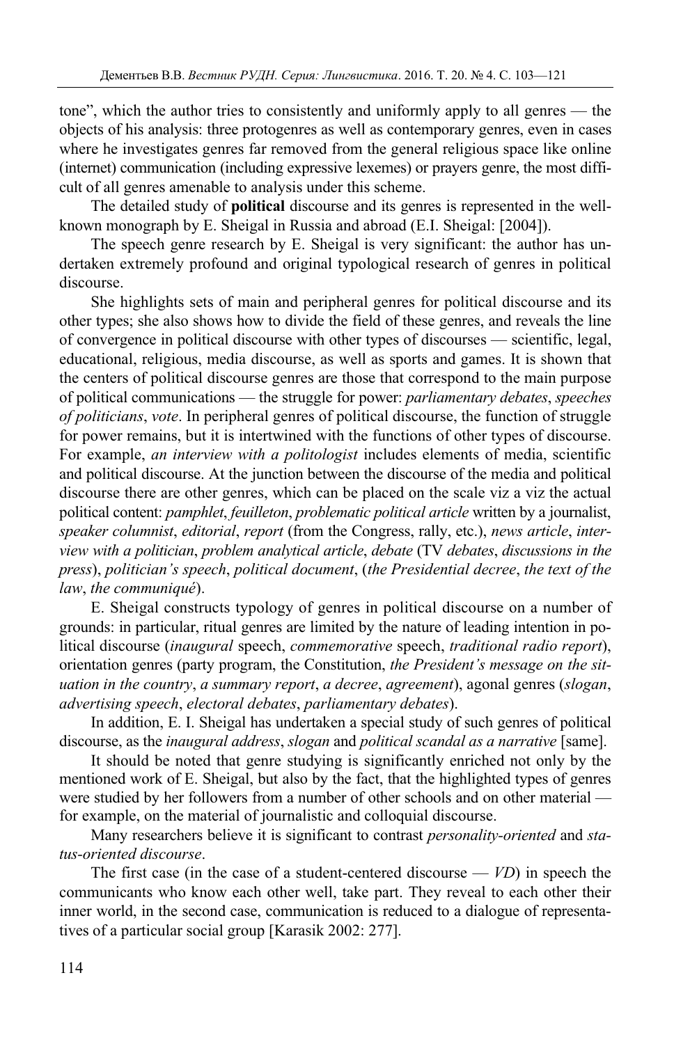tone", which the author tries to consistently and uniformly apply to all genres — the objects of his analysis: three protogenres as well as contemporary genres, even in cases where he investigates genres far removed from the general religious space like online (internet) communication (including expressive lexemes) or prayers genre, the most difficult of all genres amenable to analysis under this scheme.

The detailed study of **political** discourse and its genres is represented in the well-known monograph by E. Sheigal in Russia and abroad (E.I. Sheigal: [2004]).

The speech genre research by E. Sheigal is very significant: the author has undertaken extremely profound and original typological research of genres in political discourse.

She highlights sets of main and peripheral genres for political discourse and its other types; she also shows how to divide the field of these genres, and reveals the line of convergence in political discourse with other types of discourses — scientific, legal, educational, religious, media discourse, as well as sports and games. It is shown that the centers of political discourse genres are those that correspond to the main purpose of political communications — the struggle for power: *parliamentary debates*, *speeches of politicians*, *vote*. In peripheral genres of political discourse, the function of struggle for power remains, but it is intertwined with the functions of other types of discourse. For example, *an interview with a politologist* includes elements of media, scientific and political discourse. At the junction between the discourse of the media and political discourse there are other genres, which can be placed on the scale viz a viz the actual political content: *pamphlet*, *feuilleton*, *problematic political article* written by a journalist, *speaker columnist*, *editorial*, *report* (from the Congress, rally, etc.), *news article*, *interview with a politician*, *problem analytical article*, *debate* (TV *debates*, *discussions in the press*), *politician's speech*, *political document*, (*the Presidential decree*, *the text of the law*, *the communiqué*).

E. Sheigal constructs typology of genres in political discourse on a number of grounds: in particular, ritual genres are limited by the nature of leading intention in political discourse (*inaugural* speech, *commemorative* speech, *traditional radio report*), orientation genres (party program, the Constitution, *the President's message on the situation in the country*, *a summary report*, *a decree*, *agreement*), agonal genres (*slogan*, *advertising speech*, *electoral debates*, *parliamentary debates*).

In addition, E. I. Sheigal has undertaken a special study of such genres of political discourse, as the *inaugural address*, *slogan* and *political scandal as a narrative* [same].

It should be noted that genre studying is significantly enriched not only by the mentioned work of E. Sheigal, but also by the fact, that the highlighted types of genres were studied by her followers from a number of other schools and on other material — for example, on the material of journalistic and colloquial discourse.

Many researchers believe it is significant to contrast *personality-oriented* and *status-oriented discourse*.

The first case (in the case of a student-centered discourse — *VD*) in speech the communicants who know each other well, take part. They reveal to each other their inner world, in the second case, communication is reduced to a dialogue of representatives of a particular social group [Karasik 2002: 277].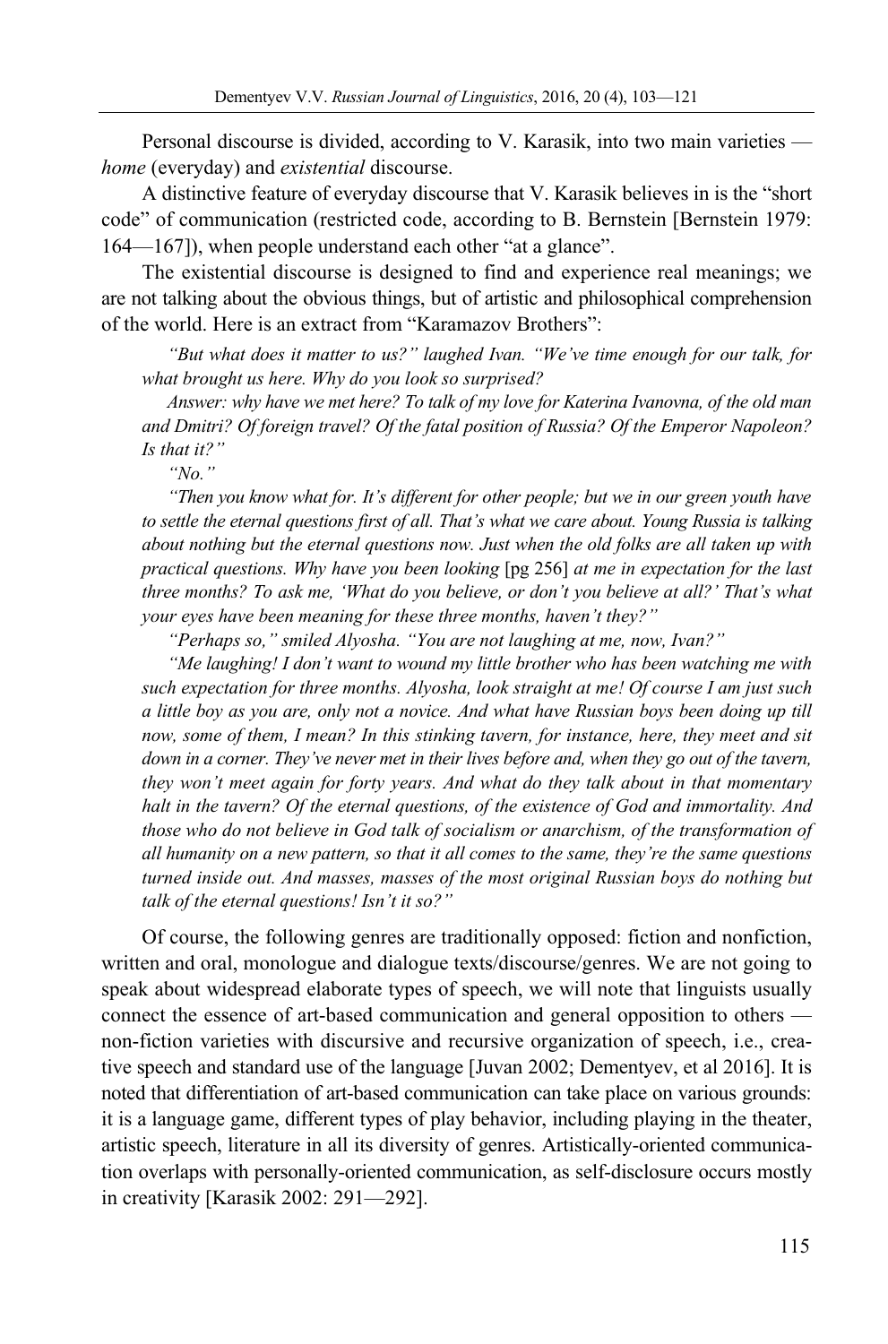Personal discourse is divided, according to V. Karasik, into two main varieties — *home* (everyday) and *existential* discourse.

A distinctive feature of everyday discourse that V. Karasik believes in is the "short code" of communication (restricted code, according to B. Bernstein [Bernstein 1979: 164—167]), when people understand each other "at a glance".

The existential discourse is designed to find and experience real meanings; we are not talking about the obvious things, but of artistic and philosophical comprehension of the world. Here is an extract from "Karamazov Brothers":

> *"But what does it matter to us?" laughed Ivan. "We've time enough for our talk, for what brought us here. Why do you look so surprised?*
>
> *Answer: why have we met here? To talk of my love for Katerina Ivanovna, of the old man and Dmitri? Of foreign travel? Of the fatal position of Russia? Of the Emperor Napoleon? Is that it?"*
>
> *"No."*
>
> *"Then you know what for. It's different for other people; but we in our green youth have to settle the eternal questions first of all. That's what we care about. Young Russia is talking about nothing but the eternal questions now. Just when the old folks are all taken up with practical questions. Why have you been looking* [pg 256] *at me in expectation for the last three months? To ask me, 'What do you believe, or don't you believe at all?' That's what your eyes have been meaning for these three months, haven't they?"*
>
> *"Perhaps so," smiled Alyosha. "You are not laughing at me, now, Ivan?"*
>
> *"Me laughing! I don't want to wound my little brother who has been watching me with such expectation for three months. Alyosha, look straight at me! Of course I am just such a little boy as you are, only not a novice. And what have Russian boys been doing up till now, some of them, I mean? In this stinking tavern, for instance, here, they meet and sit down in a corner. They've never met in their lives before and, when they go out of the tavern, they won't meet again for forty years. And what do they talk about in that momentary halt in the tavern? Of the eternal questions, of the existence of God and immortality. And those who do not believe in God talk of socialism or anarchism, of the transformation of all humanity on a new pattern, so that it all comes to the same, they're the same questions turned inside out. And masses, masses of the most original Russian boys do nothing but talk of the eternal questions! Isn't it so?"*

Of course, the following genres are traditionally opposed: fiction and nonfiction, written and oral, monologue and dialogue texts/discourse/genres. We are not going to speak about widespread elaborate types of speech, we will note that linguists usually connect the essence of art-based communication and general opposition to others — non-fiction varieties with discursive and recursive organization of speech, i.e., creative speech and standard use of the language [Juvan 2002; Dementyev, et al 2016]. It is noted that differentiation of art-based communication can take place on various grounds: it is a language game, different types of play behavior, including playing in the theater, artistic speech, literature in all its diversity of genres. Artistically-oriented communication overlaps with personally-oriented communication, as self-disclosure occurs mostly in creativity [Karasik 2002: 291—292].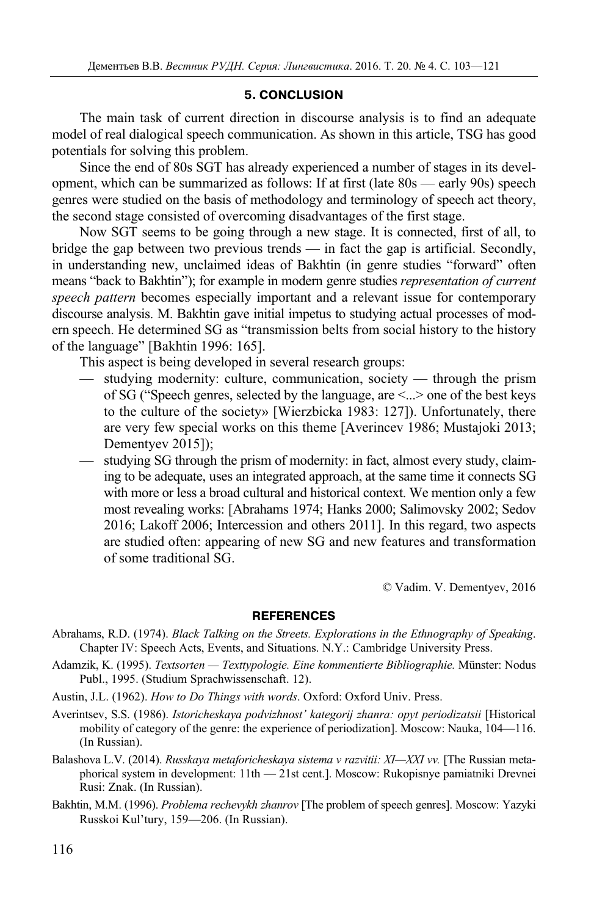## 5. CONCLUSION

The main task of current direction in discourse analysis is to find an adequate model of real dialogical speech communication. As shown in this article, TSG has good potentials for solving this problem.

Since the end of 80s SGT has already experienced a number of stages in its development, which can be summarized as follows: If at first (late 80s — early 90s) speech genres were studied on the basis of methodology and terminology of speech act theory, the second stage consisted of overcoming disadvantages of the first stage.

Now SGT seems to be going through a new stage. It is connected, first of all, to bridge the gap between two previous trends — in fact the gap is artificial. Secondly, in understanding new, unclaimed ideas of Bakhtin (in genre studies "forward" often means "back to Bakhtin"); for example in modern genre studies *representation of current speech pattern* becomes especially important and a relevant issue for contemporary discourse analysis. M. Bakhtin gave initial impetus to studying actual processes of modern speech. He determined SG as "transmission belts from social history to the history of the language" [Bakhtin 1996: 165].

This aspect is being developed in several research groups:

— studying modernity: culture, communication, society — through the prism of SG ("Speech genres, selected by the language, are <...> one of the best keys to the culture of the society» [Wierzbicka 1983: 127]). Unfortunately, there are very few special works on this theme [Averincev 1986; Mustajoki 2013; Dementyev 2015]);

— studying SG through the prism of modernity: in fact, almost every study, claiming to be adequate, uses an integrated approach, at the same time it connects SG with more or less a broad cultural and historical context. We mention only a few most revealing works: [Abrahams 1974; Hanks 2000; Salimovsky 2002; Sedov 2016; Lakoff 2006; Intercession and others 2011]. In this regard, two aspects are studied often: appearing of new SG and new features and transformation of some traditional SG.

© Vadim. V. Dementyev, 2016

## REFERENCES

Abrahams, R.D. (1974). *Black Talking on the Streets. Explorations in the Ethnography of Speaking*. Chapter IV: Speech Acts, Events, and Situations. N.Y.: Cambridge University Press.

Adamzik, K. (1995). *Textsorten — Texttypologie. Eine kommentierte Bibliographie.* Münster: Nodus Publ., 1995. (Studium Sprachwissenschaft. 12).

Austin, J.L. (1962). *How to Do Things with words*. Oxford: Oxford Univ. Press.

Averintsev, S.S. (1986). *Istoricheskaya podvizhnost' kategorij zhanra: opyt periodizatsii* [Historical mobility of category of the genre: the experience of periodization]. Moscow: Nauka, 104—116. (In Russian).

Balashova L.V. (2014). *Russkaya metaforicheskaya sistema v razvitii: XI—XXI vv.* [The Russian metaphorical system in development: 11th — 21st cent.]. Moscow: Rukopisnye pamiatniki Drevnei Rusi: Znak. (In Russian).

Bakhtin, M.M. (1996). *Problema rechevykh zhanrov* [The problem of speech genres]. Moscow: Yazyki Russkoi Kul'tury, 159—206. (In Russian).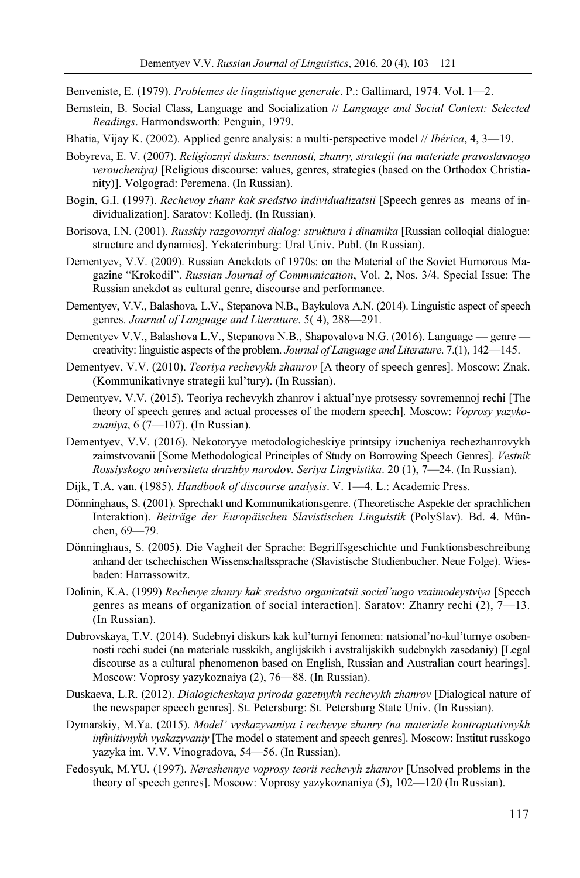Benveniste, E. (1979). *Problemes de linguistique generale*. P.: Gallimard, 1974. Vol. 1—2.

Bernstein, B. Social Class, Language and Socialization // *Language and Social Context: Selected Readings*. Harmondsworth: Penguin, 1979.

Bhatia, Vijay K. (2002). Applied genre analysis: a multi-perspective model // *Ibérica*, 4, 3—19.

Bobyreva, E. V. (2007). *Religioznyi diskurs: tsennosti, zhanry, strategii (na materiale pravoslavnogo veroucheniya)* [Religious discourse: values, genres, strategies (based on the Orthodox Christianity)]. Volgograd: Peremena. (In Russian).

Bogin, G.I. (1997). *Rechevoy zhanr kak sredstvo individualizatsii* [Speech genres as means of individualization]. Saratov: Kolledj. (In Russian).

Borisova, I.N. (2001). *Russkiy razgovornyi dialog: struktura i dinamika* [Russian colloqial dialogue: structure and dynamics]. Yekaterinburg: Ural Univ. Publ. (In Russian).

Dementyev, V.V. (2009). Russian Anekdots of 1970s: on the Material of the Soviet Humorous Magazine "Krokodil". *Russian Journal of Communication*, Vol. 2, Nos. 3/4. Special Issue: The Russian anekdot as cultural genre, discourse and performance.

Dementyev, V.V., Balashova, L.V., Stepanova N.B., Baykulova A.N. (2014). Linguistic aspect of speech genres. *Journal of Language and Literature*. 5( 4), 288—291.

Dementyev V.V., Balashova L.V., Stepanova N.B., Shapovalova N.G. (2016). Language — genre — creativity: linguistic aspects of the problem. *Journal of Language and Literature*. 7.(1), 142—145.

Dementyev, V.V. (2010). *Teoriya rechevykh zhanrov* [A theory of speech genres]. Moscow: Znak. (Kommunikativnye strategii kul'tury). (In Russian).

Dementyev, V.V. (2015). Teoriya rechevykh zhanrov i aktual'nye protsessy sovremennoj rechi [The theory of speech genres and actual processes of the modern speech]. Moscow: *Voprosy yazykoznaniya*, 6 (7—107). (In Russian).

Dementyev, V.V. (2016). Nekotoryye metodologicheskiye printsipy izucheniya rechezhanrovykh zaimstvovanii [Some Methodological Principles of Study on Borrowing Speech Genres]. *Vestnik Rossiyskogo universiteta druzhby narodov. Seriya Lingvistika*. 20 (1), 7—24. (In Russian).

Dijk, T.A. van. (1985). *Handbook of discourse analysis*. V. 1—4. L.: Academic Press.

Dönninghaus, S. (2001). Sprechakt und Kommunikationsgenre. (Theoretische Aspekte der sprachlichen Interaktion). *Beiträge der Europäischen Slavistischen Linguistik* (PolySlav). Bd. 4. München, 69—79.

Dönninghaus, S. (2005). Die Vagheit der Sprache: Begriffsgeschichte und Funktionsbeschreibung anhand der tschechischen Wissenschaftssprache (Slavistische Studienbucher. Neue Folge). Wiesbaden: Harrassowitz.

Dolinin, K.A. (1999) *Rechevye zhanry kak sredstvo organizatsii social'nogo vzaimodeystviya* [Speech genres as means of organization of social interaction]. Saratov: Zhanry rechi (2), 7—13. (In Russian).

Dubrovskaya, T.V. (2014). Sudebnyi diskurs kak kul'turnyi fenomen: natsional'no-kul'turnye osobennosti rechi sudei (na materiale russkikh, anglijskikh i avstralijskikh sudebnykh zasedaniy) [Legal discourse as a cultural phenomenon based on English, Russian and Australian court hearings]. Moscow: Voprosy yazykoznaiya (2), 76—88. (In Russian).

Duskaeva, L.R. (2012). *Dialogicheskaya priroda gazetnykh rechevykh zhanrov* [Dialogical nature of the newspaper speech genres]. St. Petersburg: St. Petersburg State Univ. (In Russian).

Dymarskiy, M.Ya. (2015). *Model' vyskazyvaniya i rechevye zhanry (na materiale kontroptativnykh infinitivnykh vyskazyvaniy* [The model o statement and speech genres]. Moscow: Institut russkogo yazyka im. V.V. Vinogradova, 54—56. (In Russian).

Fedosyuk, M.YU. (1997). *Nereshennye voprosy teorii rechevyh zhanrov* [Unsolved problems in the theory of speech genres]. Moscow: Voprosy yazykoznaniya (5), 102—120 (In Russian).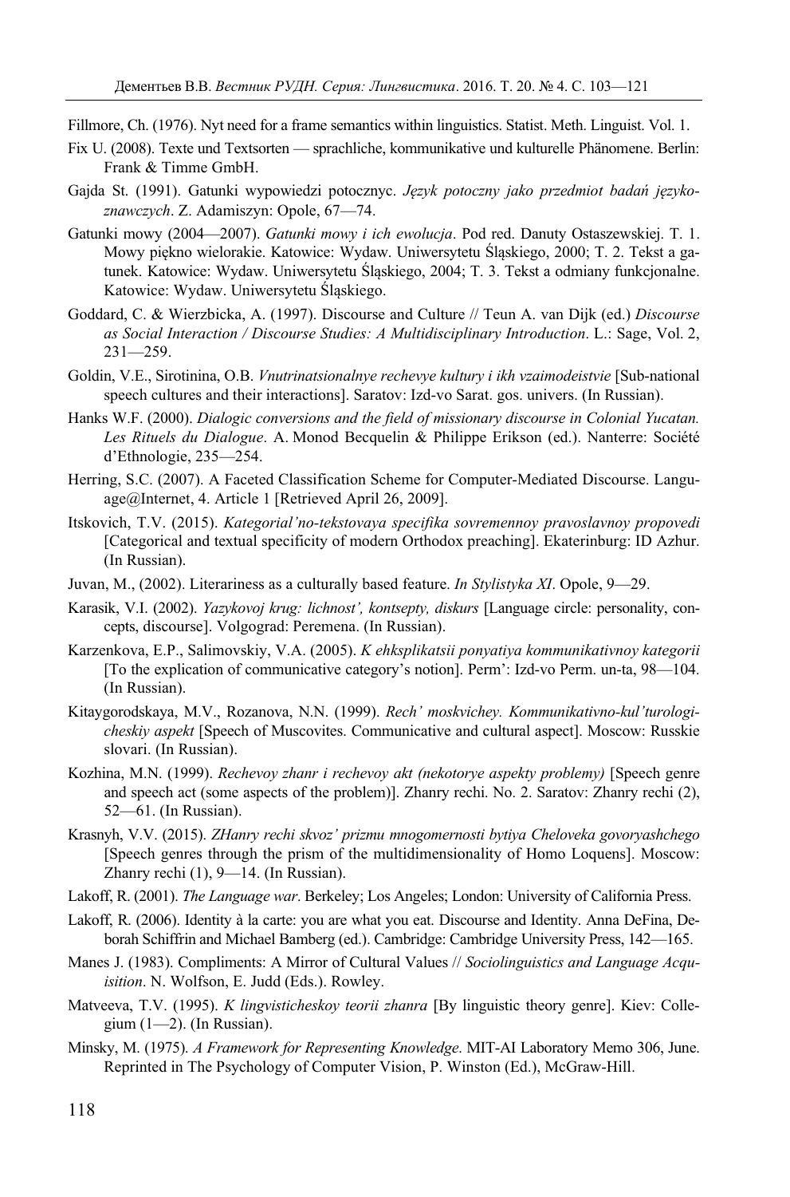Fillmore, Ch. (1976). Nyt need for a frame semantics within linguistics. Statist. Meth. Linguist. Vol. 1.

Fix U. (2008). Texte und Textsorten — sprachliche, kommunikative und kulturelle Phänomene. Berlin: Frank & Timme GmbH.

Gajda St. (1991). Gatunki wypowiedzi potocznyc. *Język potoczny jako przedmiot badań językoznawczych*. Z. Adamiszyn: Opole, 67—74.

Gatunki mowy (2004—2007). *Gatunki mowy i ich ewolucja*. Pod red. Danuty Ostaszewskiej. T. 1. Mowy piękno wielorakie. Katowice: Wydaw. Uniwersytetu Śląskiego, 2000; T. 2. Tekst a gatunek. Katowice: Wydaw. Uniwersytetu Śląskiego, 2004; T. 3. Tekst a odmiany funkcjonalne. Katowice: Wydaw. Uniwersytetu Śląskiego.

Goddard, C. & Wierzbicka, A. (1997). Discourse and Culture // Teun A. van Dijk (ed.) *Discourse as Social Interaction / Discourse Studies: A Multidisciplinary Introduction*. L.: Sage, Vol. 2, 231—259.

Goldin, V.E., Sirotinina, O.B. *Vnutrinatsionalnye rechevye kultury i ikh vzaimodeistvie* [Sub-national speech cultures and their interactions]. Saratov: Izd-vo Sarat. gos. univers. (In Russian).

Hanks W.F. (2000). *Dialogic conversions and the field of missionary discourse in Colonial Yucatan. Les Rituels du Dialogue*. A. Monod Becquelin & Philippe Erikson (ed.). Nanterre: Société d'Ethnologie, 235—254.

Herring, S.C. (2007). A Faceted Classification Scheme for Computer-Mediated Discourse. Language@Internet, 4. Article 1 [Retrieved April 26, 2009].

Itskovich, T.V. (2015). *Kategorial'no-tekstovaya specifika sovremennoy pravoslavnoy propovedi* [Categorical and textual specificity of modern Orthodox preaching]. Ekaterinburg: ID Azhur. (In Russian).

Juvan, M., (2002). Literariness as a culturally based feature. *In Stylistyka XI*. Opole, 9—29.

Karasik, V.I. (2002). *Yazykovoj krug: lichnost', kontsepty, diskurs* [Language circle: personality, concepts, discourse]. Volgograd: Peremena. (In Russian).

Karzenkova, E.P., Salimovskiy, V.A. (2005). *K ehksplikatsii ponyatiya kommunikativnoy kategorii* [To the explication of communicative category's notion]. Perm': Izd-vo Perm. un-ta, 98—104. (In Russian).

Kitaygorodskaya, M.V., Rozanova, N.N. (1999). *Rech' moskvichey. Kommunikativno-kul'turologicheskiy aspekt* [Speech of Muscovites. Communicative and cultural aspect]. Moscow: Russkie slovari. (In Russian).

Kozhina, M.N. (1999). *Rechevoy zhanr i rechevoy akt (nekotorye aspekty problemy)* [Speech genre and speech act (some aspects of the problem)]. Zhanry rechi. No. 2. Saratov: Zhanry rechi (2), 52—61. (In Russian).

Krasnyh, V.V. (2015). *ZHanry rechi skvoz' prizmu mnogomernosti bytiya Cheloveka govoryashchego* [Speech genres through the prism of the multidimensionality of Homo Loquens]. Moscow: Zhanry rechi (1), 9—14. (In Russian).

Lakoff, R. (2001). *The Language war*. Berkeley; Los Angeles; London: University of California Press.

Lakoff, R. (2006). Identity à la carte: you are what you eat. Discourse and Identity. Anna DeFina, Deborah Schiffrin and Michael Bamberg (ed.). Cambridge: Cambridge University Press, 142—165.

Manes J. (1983). Compliments: A Mirror of Cultural Values // *Sociolinguistics and Language Acquisition*. N. Wolfson, E. Judd (Eds.). Rowley.

Matveeva, T.V. (1995). *K lingvisticheskoy teorii zhanra* [By linguistic theory genre]. Kiev: Collegium (1—2). (In Russian).

Minsky, M. (1975). *A Framework for Representing Knowledge*. MIT-AI Laboratory Memo 306, June. Reprinted in The Psychology of Computer Vision, P. Winston (Ed.), McGraw-Hill.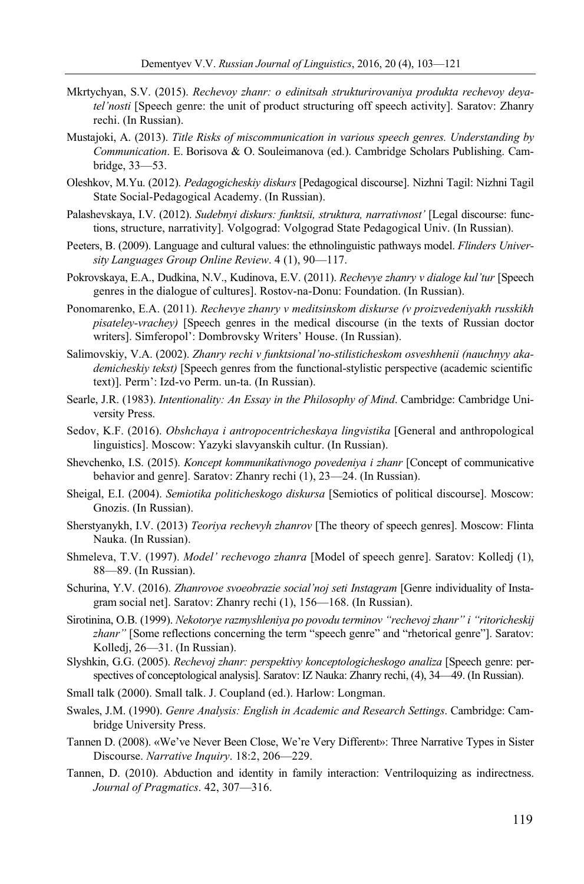Mkrtychyan, S.V. (2015). *Rechevoy zhanr: o edinitsah strukturirovaniya produkta rechevoy deyatel'nosti* [Speech genre: the unit of product structuring off speech activity]. Saratov: Zhanry rechi. (In Russian).

Mustajoki, A. (2013). *Title Risks of miscommunication in various speech genres. Understanding by Communication*. E. Borisova & O. Souleimanova (ed.). Cambridge Scholars Publishing. Cambridge, 33—53.

Oleshkov, M.Yu. (2012). *Pedagogicheskiy diskurs* [Pedagogical discourse]. Nizhni Tagil: Nizhni Tagil State Social-Pedagogical Academy. (In Russian).

Palashevskaya, I.V. (2012). *Sudebnyi diskurs: funktsii, struktura, narrativnost'* [Legal discourse: functions, structure, narrativity]. Volgograd: Volgograd State Pedagogical Univ. (In Russian).

Peeters, B. (2009). Language and cultural values: the ethnolinguistic pathways model. *Flinders University Languages Group Online Review*. 4 (1), 90—117.

Pokrovskaya, E.A., Dudkina, N.V., Kudinova, E.V. (2011). *Rechevye zhanry v dialoge kul'tur* [Speech genres in the dialogue of cultures]. Rostov-na-Donu: Foundation. (In Russian).

Ponomarenko, E.A. (2011). *Rechevye zhanry v meditsinskom diskurse (v proizvedeniyakh russkikh pisateley-vrachey)* [Speech genres in the medical discourse (in the texts of Russian doctor writers]. Simferopol': Dombrovsky Writers' House. (In Russian).

Salimovskiy, V.A. (2002). *Zhanry rechi v funktsional'no-stilisticheskom osveshhenii (nauchnyy akademicheskiy tekst)* [Speech genres from the functional-stylistic perspective (academic scientific text)]. Perm': Izd-vo Perm. un-ta. (In Russian).

Searle, J.R. (1983). *Intentionality: An Essay in the Philosophy of Mind*. Cambridge: Cambridge University Press.

Sedov, K.F. (2016). *Obshchaya i antropocentricheskaya lingvistika* [General and anthropological linguistics]. Moscow: Yazyki slavyanskih cultur. (In Russian).

Shevchenko, I.S. (2015). *Koncept kommunikativnogo povedeniya i zhanr* [Concept of communicative behavior and genre]. Saratov: Zhanry rechi (1), 23—24. (In Russian).

Sheigal, E.I. (2004). *Semiotika politicheskogo diskursa* [Semiotics of political discourse]. Moscow: Gnozis. (In Russian).

Sherstyanykh, I.V. (2013) *Teoriya rechevyh zhanrov* [The theory of speech genres]. Moscow: Flinta Nauka. (In Russian).

Shmeleva, T.V. (1997). *Model' rechevogo zhanra* [Model of speech genre]. Saratov: Kolledj (1), 88—89. (In Russian).

Schurina, Y.V. (2016). *Zhanrovoe svoeobrazie social'noj seti Instagram* [Genre individuality of Instagram social net]. Saratov: Zhanry rechi (1), 156—168. (In Russian).

Sirotinina, O.B. (1999). *Nekotorye razmyshleniya po povodu terminov "rechevoj zhanr" i "ritoricheskij zhanr"* [Some reflections concerning the term "speech genre" and "rhetorical genre"]. Saratov: Kolledj, 26—31. (In Russian).

Slyshkin, G.G. (2005). *Rechevoj zhanr: perspektivy konceptologicheskogo analiza* [Speech genre: perspectives of conceptological analysis]. Saratov: IZ Nauka: Zhanry rechi, (4), 34—49. (In Russian).

Small talk (2000). Small talk. J. Coupland (ed.). Harlow: Longman.

Swales, J.M. (1990). *Genre Analysis: English in Academic and Research Settings*. Cambridge: Cambridge University Press.

Tannen D. (2008). «We've Never Been Close, We're Very Different»: Three Narrative Types in Sister Discourse. *Narrative Inquiry*. 18:2, 206—229.

Tannen, D. (2010). Abduction and identity in family interaction: Ventriloquizing as indirectness. *Journal of Pragmatics*. 42, 307—316.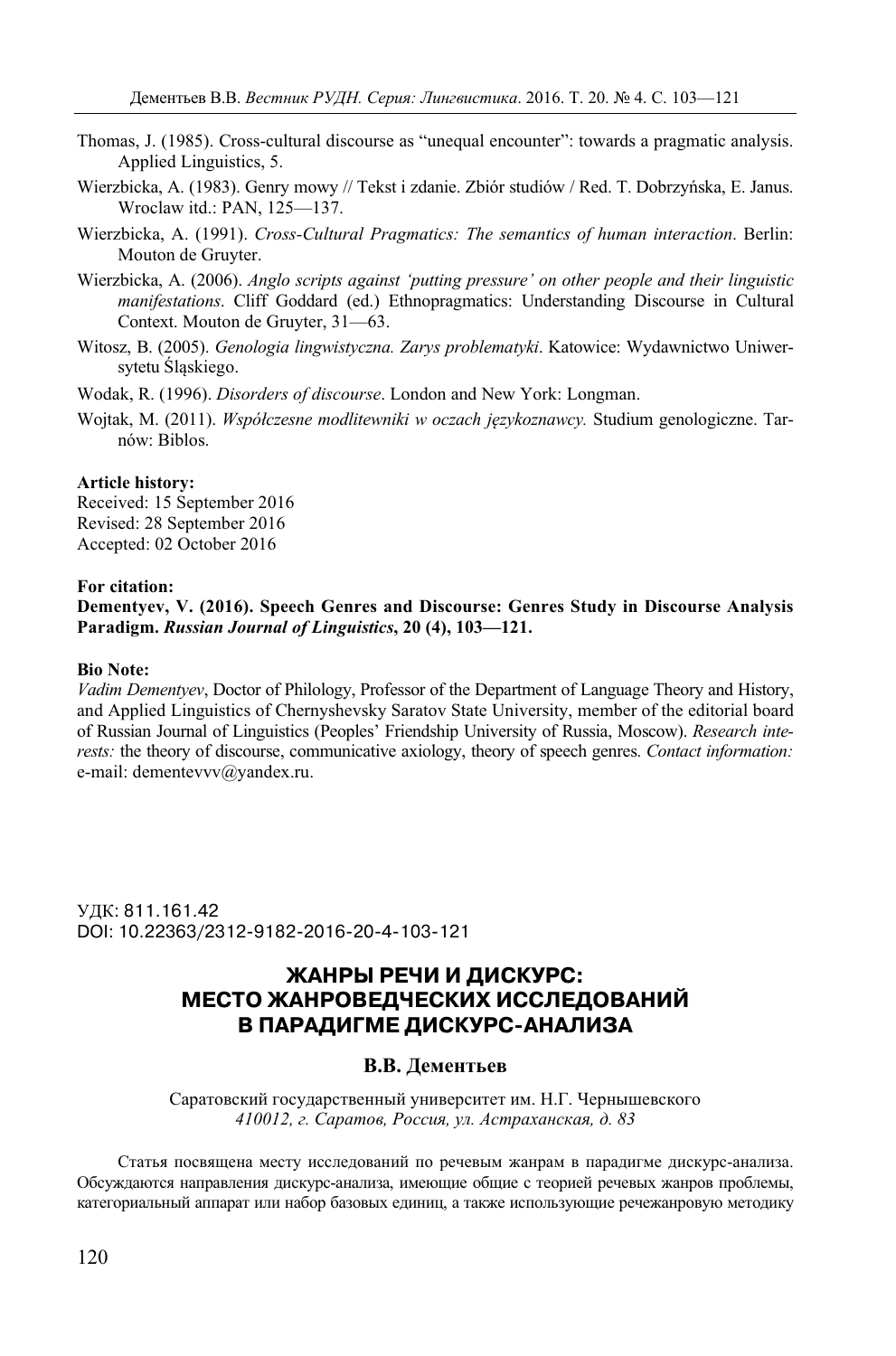Thomas, J. (1985). Cross-cultural discourse as “unequal encounter”: towards a pragmatic analysis. Applied Linguistics, 5.

Wierzbicka, A. (1983). Genry mowy // Tekst i zdanie. Zbiór studiów / Red. T. Dobrzyńska, E. Janus. Wroclaw itd.: PAN, 125—137.

Wierzbicka, A. (1991). *Cross-Cultural Pragmatics: The semantics of human interaction*. Berlin: Mouton de Gruyter.

Wierzbicka, A. (2006). *Anglo scripts against ‘putting pressure’ on other people and their linguistic manifestations*. Cliff Goddard (ed.) Ethnopragmatics: Understanding Discourse in Cultural Context. Mouton de Gruyter, 31—63.

Witosz, B. (2005). *Genologia lingwistyczna. Zarys problematyki*. Katowice: Wydawnictwo Uniwersytetu Śląskiego.

Wodak, R. (1996). *Disorders of discourse*. London and New York: Longman.

Wojtak, M. (2011). *Współczesne modlitewniki w oczach językoznawcy.* Studium genologiczne. Tarnów: Biblos.

**Article history:**
Received: 15 September 2016
Revised: 28 September 2016
Accepted: 02 October 2016

**For citation:**
**Dementyev, V. (2016). Speech Genres and Discourse: Genres Study in Discourse Analysis Paradigm. *Russian Journal of Linguistics*, 20 (4), 103—121.**

**Bio Note:**
*Vadim Dementyev*, Doctor of Philology, Professor of the Department of Language Theory and History, and Applied Linguistics of Chernyshevsky Saratov State University, member of the editorial board of Russian Journal of Linguistics (Peoples’ Friendship University of Russia, Moscow). *Research interests:* the theory of discourse, communicative axiology, theory of speech genres. *Contact information:* e-mail: dementevvv@yandex.ru.

УДК: 811.161.42
DOI: 10.22363/2312-9182-2016-20-4-103-121

# ЖАНРЫ РЕЧИ И ДИСКУРС: МЕСТО ЖАНРОВЕДЧЕСКИХ ИССЛЕДОВАНИЙ В ПАРАДИГМЕ ДИСКУРС-АНАЛИЗА

**В.В. Дементьев**

Саратовский государственный университет им. Н.Г. Чернышевского
*410012, г. Саратов, Россия, ул. Астраханская, д. 83*

Статья посвящена месту исследований по речевым жанрам в парадигме дискурс-анализа. Обсуждаются направления дискурс-анализа, имеющие общие с теорией речевых жанров проблемы, категориальный аппарат или набор базовых единиц, а также использующие речежанровую методику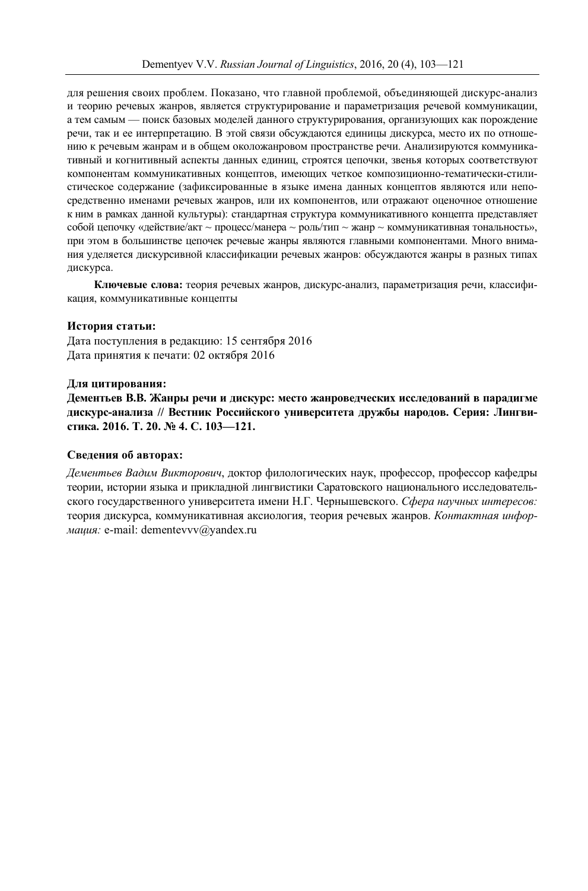для решения своих проблем. Показано, что главной проблемой, объединяющей дискурс-анализ и теорию речевых жанров, является структурирование и параметризация речевой коммуникации, а тем самым — поиск базовых моделей данного структурирования, организующих как порождение речи, так и ее интерпретацию. В этой связи обсуждаются единицы дискурса, место их по отношению к речевым жанрам и в общем околожанровом пространстве речи. Анализируются коммуникативный и когнитивный аспекты данных единиц, строятся цепочки, звенья которых соответствуют компонентам коммуникативных концептов, имеющих четкое композиционно-тематически-стилистическое содержание (зафиксированные в языке имена данных концептов являются или непосредственно именами речевых жанров, или их компонентов, или отражают оценочное отношение к ним в рамках данной культуры): стандартная структура коммуникативного концепта представляет собой цепочку «действие/акт ~ процесс/манера ~ роль/тип ~ жанр ~ коммуникативная тональность», при этом в большинстве цепочек речевые жанры являются главными компонентами. Много внимания уделяется дискурсивной классификации речевых жанров: обсуждаются жанры в разных типах дискурса.

**Ключевые слова:** теория речевых жанров, дискурс-анализ, параметризация речи, классификация, коммуникативные концепты

**История статьи:**

Дата поступления в редакцию: 15 сентября 2016

Дата принятия к печати: 02 октября 2016

**Для цитирования:**

**Дементьев В.В. Жанры речи и дискурс: место жанроведческих исследований в парадигме дискурс-анализа // Вестник Российского университета дружбы народов. Серия: Лингвистика. 2016. Т. 20. № 4. С. 103—121.**

**Сведения об авторах:**

*Дементьев Вадим Викторович*, доктор филологических наук, профессор, профессор кафедры теории, истории языка и прикладной лингвистики Саратовского национального исследовательского государственного университета имени Н.Г. Чернышевского. *Сфера научных интересов:* теория дискурса, коммуникативная аксиология, теория речевых жанров. *Контактная информация:* e-mail: dementevvv@yandex.ru